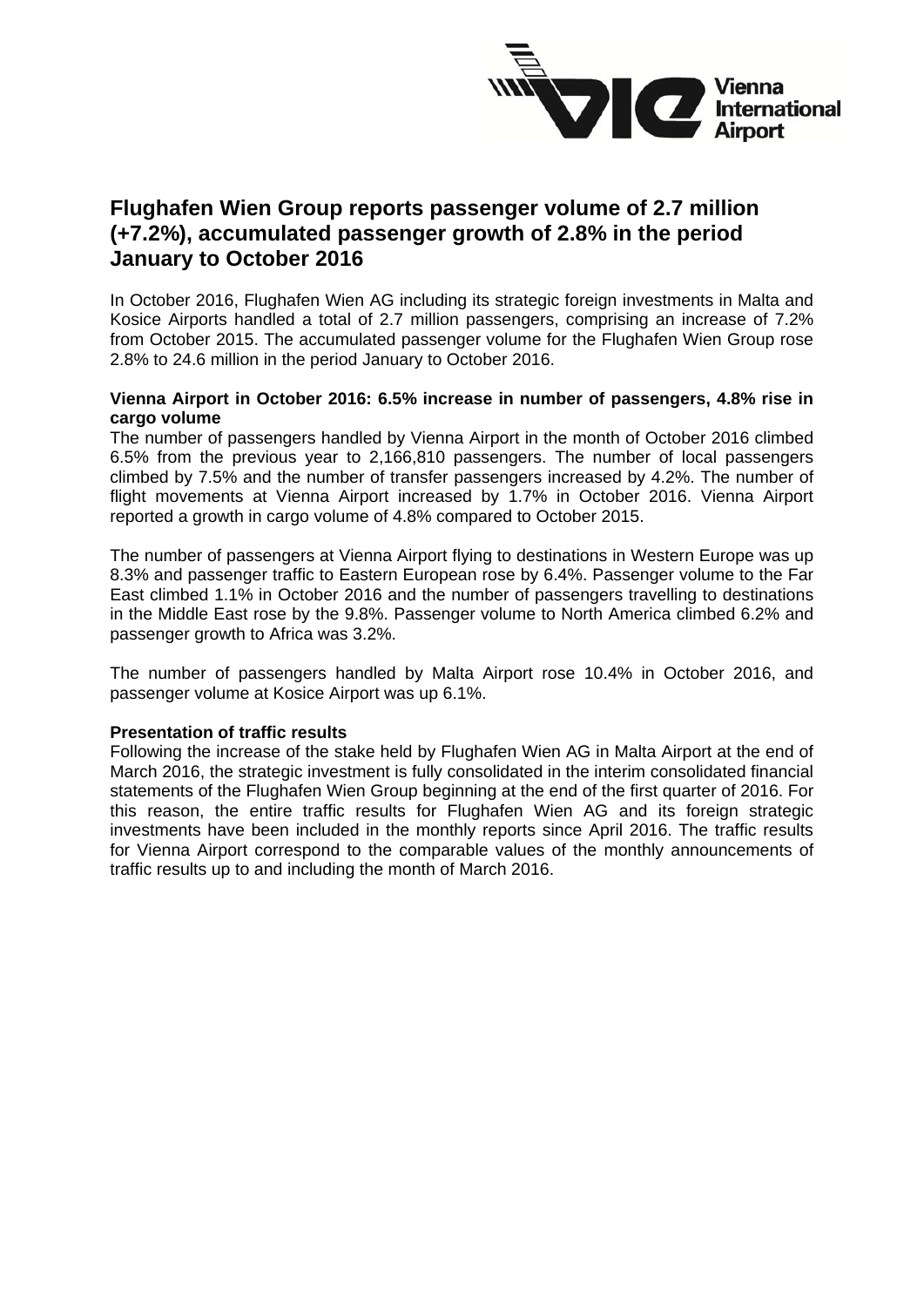# Flughafen Wien Group reports passenger volume of 2.7 million (+7.2%), accumulated passenger growth of 2.8% in the period January to October 2016

In October 2016, Flughafen Wien AG including its strategic foreign investments in Malta and Kosice Airports handled a total of 2.7 million passengers, comprising an increase of 7.2% from October 2015. The accumulated passenger volume for the Flughafen Wien Group rose 2.8% to 24.6 million in the period January to October 2016.

**Vienna Airport in October 2016: 6.5% increase in number of passengers, 4.8% rise in cargo volume**

The number of passengers handled by Vienna Airport in the month of October 2016 climbed 6.5% from the previous year to 2,166,810 passengers. The number of local passengers climbed by 7.5% and the number of transfer passengers increased by 4.2%. The number of flight movements at Vienna Airport increased by 1.7% in October 2016. Vienna Airport reported a growth in cargo volume of 4.8% compared to October 2015.

The number of passengers at Vienna Airport flying to destinations in Western Europe was up 8.3% and passenger traffic to Eastern European rose by 6.4%. Passenger volume to the Far East climbed 1.1% in October 2016 and the number of passengers travelling to destinations in the Middle East rose by the 9.8%. Passenger volume to North America climbed 6.2% and passenger growth to Africa was 3.2%.

The number of passengers handled by Malta Airport rose 10.4% in October 2016, and passenger volume at Kosice Airport was up 6.1%.

**Presentation of traffic results**

Following the increase of the stake held by Flughafen Wien AG in Malta Airport at the end of March 2016, the strategic investment is fully consolidated in the interim consolidated financial statements of the Flughafen Wien Group beginning at the end of the first quarter of 2016. For this reason, the entire traffic results for Flughafen Wien AG and its foreign strategic investments have been included in the monthly reports since April 2016. The traffic results for Vienna Airport correspond to the comparable values of the monthly announcements of traffic results up to and including the month of March 2016.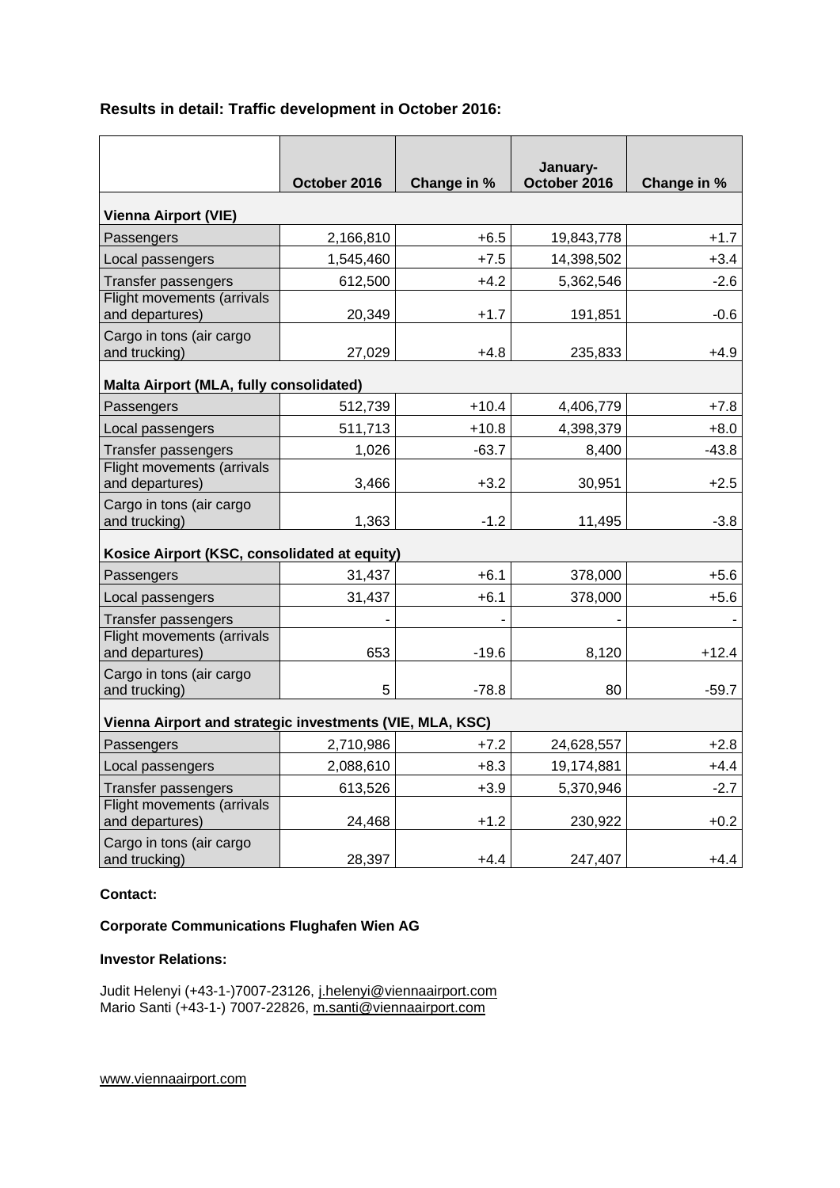### Results in detail: Traffic development in October 2016:

| | October 2016 | Change in % | January-October 2016 | Change in % |
|---|---|---|---|---|
| **Vienna Airport (VIE)** | | | | |
| Passengers | 2,166,810 | +6.5 | 19,843,778 | +1.7 |
| Local passengers | 1,545,460 | +7.5 | 14,398,502 | +3.4 |
| Transfer passengers | 612,500 | +4.2 | 5,362,546 | -2.6 |
| Flight movements (arrivals and departures) | 20,349 | +1.7 | 191,851 | -0.6 |
| Cargo in tons (air cargo and trucking) | 27,029 | +4.8 | 235,833 | +4.9 |
| **Malta Airport (MLA, fully consolidated)** | | | | |
| Passengers | 512,739 | +10.4 | 4,406,779 | +7.8 |
| Local passengers | 511,713 | +10.8 | 4,398,379 | +8.0 |
| Transfer passengers | 1,026 | -63.7 | 8,400 | -43.8 |
| Flight movements (arrivals and departures) | 3,466 | +3.2 | 30,951 | +2.5 |
| Cargo in tons (air cargo and trucking) | 1,363 | -1.2 | 11,495 | -3.8 |
| **Kosice Airport (KSC, consolidated at equity)** | | | | |
| Passengers | 31,437 | +6.1 | 378,000 | +5.6 |
| Local passengers | 31,437 | +6.1 | 378,000 | +5.6 |
| Transfer passengers | - | - | - | - |
| Flight movements (arrivals and departures) | 653 | -19.6 | 8,120 | +12.4 |
| Cargo in tons (air cargo and trucking) | 5 | -78.8 | 80 | -59.7 |
| **Vienna Airport and strategic investments (VIE, MLA, KSC)** | | | | |
| Passengers | 2,710,986 | +7.2 | 24,628,557 | +2.8 |
| Local passengers | 2,088,610 | +8.3 | 19,174,881 | +4.4 |
| Transfer passengers | 613,526 | +3.9 | 5,370,946 | -2.7 |
| Flight movements (arrivals and departures) | 24,468 | +1.2 | 230,922 | +0.2 |
| Cargo in tons (air cargo and trucking) | 28,397 | +4.4 | 247,407 | +4.4 |

**Contact:**

**Corporate Communications Flughafen Wien AG**

**Investor Relations:**

Judit Helenyi (+43-1-)7007-23126, j.helenyi@viennaairport.com
Mario Santi (+43-1-) 7007-22826, m.santi@viennaairport.com

www.viennaairport.com